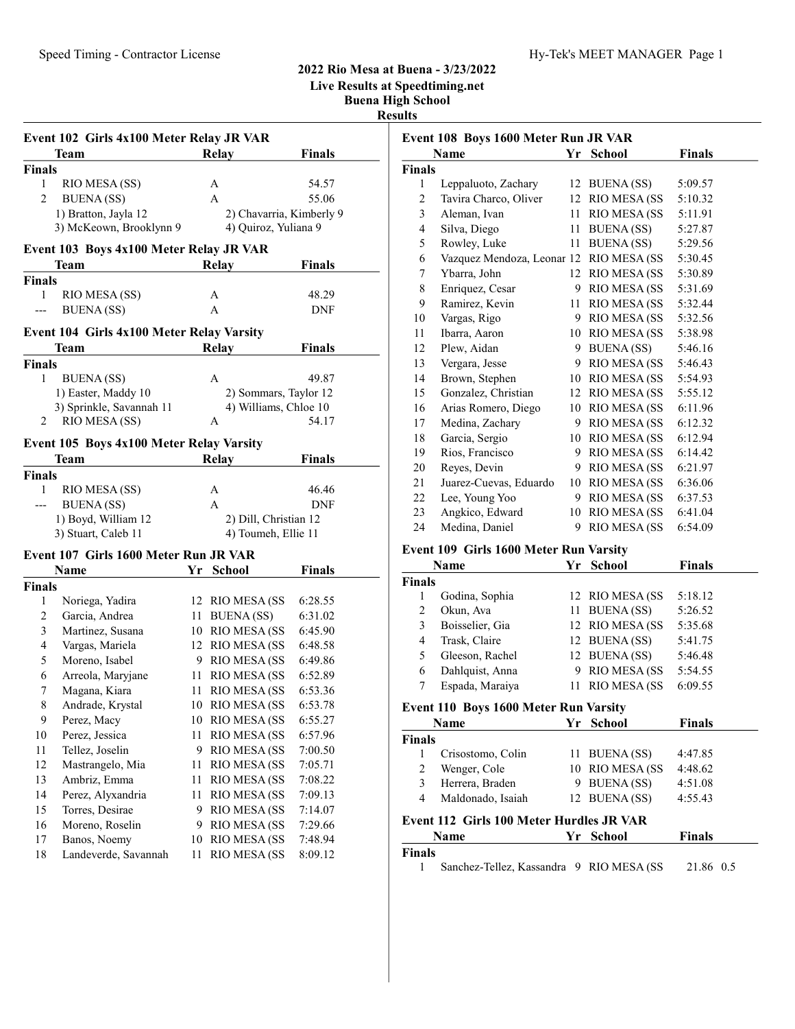## 2022 Rio Mesa at Buena - 3/23/2022
### Live Results at Speedtiming.net
### Buena High School
### Results

#### Event 102 Girls 4x100 Meter Relay JR VAR

| | Team | Relay | Finals |
|---|---|---|---|
| **Finals** | | | |
| 1 | RIO MESA (SS) | A | 54.57 |
| 2 | BUENA (SS) | A | 55.06 |

1) Bratton, Jayla 12 2) Chavarria, Kimberly 9
3) McKeown, Brooklynn 9 4) Quiroz, Yuliana 9

#### Event 103 Boys 4x100 Meter Relay JR VAR

| | Team | Relay | Finals |
|---|---|---|---|
| **Finals** | | | |
| 1 | RIO MESA (SS) | A | 48.29 |
| --- | BUENA (SS) | A | DNF |

#### Event 104 Girls 4x100 Meter Relay Varsity

| | Team | Relay | Finals |
|---|---|---|---|
| **Finals** | | | |
| 1 | BUENA (SS) | A | 49.87 |

1) Easter, Maddy 10 2) Sommars, Taylor 12
3) Sprinkle, Savannah 11 4) Williams, Chloe 10

| | Team | Relay | Finals |
|---|---|---|---|
| 2 | RIO MESA (SS) | A | 54.17 |

#### Event 105 Boys 4x100 Meter Relay Varsity

| | Team | Relay | Finals |
|---|---|---|---|
| **Finals** | | | |
| 1 | RIO MESA (SS) | A | 46.46 |
| --- | BUENA (SS) | A | DNF |

1) Boyd, William 12 2) Dill, Christian 12
3) Stuart, Caleb 11 4) Toumeh, Ellie 11

#### Event 107 Girls 1600 Meter Run JR VAR

| | Name | Yr | School | Finals |
|---|---|---|---|---|
| **Finals** | | | | |
| 1 | Noriega, Yadira | 12 | RIO MESA (SS | 6:28.55 |
| 2 | Garcia, Andrea | 11 | BUENA (SS) | 6:31.02 |
| 3 | Martinez, Susana | 10 | RIO MESA (SS | 6:45.90 |
| 4 | Vargas, Mariela | 12 | RIO MESA (SS | 6:48.58 |
| 5 | Moreno, Isabel | 9 | RIO MESA (SS | 6:49.86 |
| 6 | Arreola, Maryjane | 11 | RIO MESA (SS | 6:52.89 |
| 7 | Magana, Kiara | 11 | RIO MESA (SS | 6:53.36 |
| 8 | Andrade, Krystal | 10 | RIO MESA (SS | 6:53.78 |
| 9 | Perez, Macy | 10 | RIO MESA (SS | 6:55.27 |
| 10 | Perez, Jessica | 11 | RIO MESA (SS | 6:57.96 |
| 11 | Tellez, Joselin | 9 | RIO MESA (SS | 7:00.50 |
| 12 | Mastrangelo, Mia | 11 | RIO MESA (SS | 7:05.71 |
| 13 | Ambriz, Emma | 11 | RIO MESA (SS | 7:08.22 |
| 14 | Perez, Alyxandria | 11 | RIO MESA (SS | 7:09.13 |
| 15 | Torres, Desirae | 9 | RIO MESA (SS | 7:14.07 |
| 16 | Moreno, Roselin | 9 | RIO MESA (SS | 7:29.66 |
| 17 | Banos, Noemy | 10 | RIO MESA (SS | 7:48.94 |
| 18 | Landeverde, Savannah | 11 | RIO MESA (SS | 8:09.12 |

#### Event 108 Boys 1600 Meter Run JR VAR

| | Name | Yr | School | Finals |
|---|---|---|---|---|
| **Finals** | | | | |
| 1 | Leppaluoto, Zachary | 12 | BUENA (SS) | 5:09.57 |
| 2 | Tavira Charco, Oliver | 12 | RIO MESA (SS | 5:10.32 |
| 3 | Aleman, Ivan | 11 | RIO MESA (SS | 5:11.91 |
| 4 | Silva, Diego | 11 | BUENA (SS) | 5:27.87 |
| 5 | Rowley, Luke | 11 | BUENA (SS) | 5:29.56 |
| 6 | Vazquez Mendoza, Leonar | 12 | RIO MESA (SS | 5:30.45 |
| 7 | Ybarra, John | 12 | RIO MESA (SS | 5:30.89 |
| 8 | Enriquez, Cesar | 9 | RIO MESA (SS | 5:31.69 |
| 9 | Ramirez, Kevin | 11 | RIO MESA (SS | 5:32.44 |
| 10 | Vargas, Rigo | 9 | RIO MESA (SS | 5:32.56 |
| 11 | Ibarra, Aaron | 10 | RIO MESA (SS | 5:38.98 |
| 12 | Plew, Aidan | 9 | BUENA (SS) | 5:46.16 |
| 13 | Vergara, Jesse | 9 | RIO MESA (SS | 5:46.43 |
| 14 | Brown, Stephen | 10 | RIO MESA (SS | 5:54.93 |
| 15 | Gonzalez, Christian | 12 | RIO MESA (SS | 5:55.12 |
| 16 | Arias Romero, Diego | 10 | RIO MESA (SS | 6:11.96 |
| 17 | Medina, Zachary | 9 | RIO MESA (SS | 6:12.32 |
| 18 | Garcia, Sergio | 10 | RIO MESA (SS | 6:12.94 |
| 19 | Rios, Francisco | 9 | RIO MESA (SS | 6:14.42 |
| 20 | Reyes, Devin | 9 | RIO MESA (SS | 6:21.97 |
| 21 | Juarez-Cuevas, Eduardo | 10 | RIO MESA (SS | 6:36.06 |
| 22 | Lee, Young Yoo | 9 | RIO MESA (SS | 6:37.53 |
| 23 | Angkico, Edward | 10 | RIO MESA (SS | 6:41.04 |
| 24 | Medina, Daniel | 9 | RIO MESA (SS | 6:54.09 |

#### Event 109 Girls 1600 Meter Run Varsity

| | Name | Yr | School | Finals |
|---|---|---|---|---|
| **Finals** | | | | |
| 1 | Godina, Sophia | 12 | RIO MESA (SS | 5:18.12 |
| 2 | Okun, Ava | 11 | BUENA (SS) | 5:26.52 |
| 3 | Boisselier, Gia | 12 | RIO MESA (SS | 5:35.68 |
| 4 | Trask, Claire | 12 | BUENA (SS) | 5:41.75 |
| 5 | Gleeson, Rachel | 12 | BUENA (SS) | 5:46.48 |
| 6 | Dahlquist, Anna | 9 | RIO MESA (SS | 5:54.55 |
| 7 | Espada, Maraiya | 11 | RIO MESA (SS | 6:09.55 |

#### Event 110 Boys 1600 Meter Run Varsity

| | Name | Yr | School | Finals |
|---|---|---|---|---|
| **Finals** | | | | |
| 1 | Crisostomo, Colin | 11 | BUENA (SS) | 4:47.85 |
| 2 | Wenger, Cole | 10 | RIO MESA (SS | 4:48.62 |
| 3 | Herrera, Braden | 9 | BUENA (SS) | 4:51.08 |
| 4 | Maldonado, Isaiah | 12 | BUENA (SS) | 4:55.43 |

#### Event 112 Girls 100 Meter Hurdles JR VAR

| | Name | Yr | School | Finals | |
|---|---|---|---|---|---|
| **Finals** | | | | | |
| 1 | Sanchez-Tellez, Kassandra | 9 | RIO MESA (SS | 21.86 | 0.5 |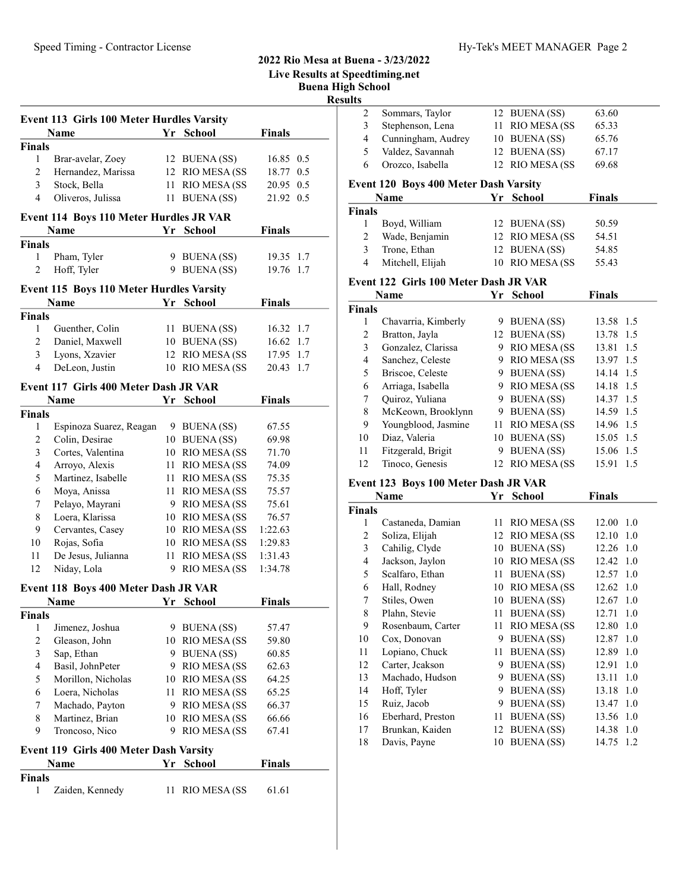## 2022 Rio Mesa at Buena - 3/23/2022
### Live Results at Speedtiming.net
### Buena High School
### Results

### Event 113 Girls 100 Meter Hurdles Varsity

| | Name | Yr | School | Finals | |
|---|---|---|---|---|---|
| **Finals** | | | | | |
| 1 | Brar-avelar, Zoey | 12 | BUENA (SS) | 16.85 | 0.5 |
| 2 | Hernandez, Marissa | 12 | RIO MESA (SS | 18.77 | 0.5 |
| 3 | Stock, Bella | 11 | RIO MESA (SS | 20.95 | 0.5 |
| 4 | Oliveros, Julissa | 11 | BUENA (SS) | 21.92 | 0.5 |

### Event 114 Boys 110 Meter Hurdles JR VAR

| | Name | Yr | School | Finals | |
|---|---|---|---|---|---|
| **Finals** | | | | | |
| 1 | Pham, Tyler | 9 | BUENA (SS) | 19.35 | 1.7 |
| 2 | Hoff, Tyler | 9 | BUENA (SS) | 19.76 | 1.7 |

### Event 115 Boys 110 Meter Hurdles Varsity

| | Name | Yr | School | Finals | |
|---|---|---|---|---|---|
| **Finals** | | | | | |
| 1 | Guenther, Colin | 11 | BUENA (SS) | 16.32 | 1.7 |
| 2 | Daniel, Maxwell | 10 | BUENA (SS) | 16.62 | 1.7 |
| 3 | Lyons, Xzavier | 12 | RIO MESA (SS | 17.95 | 1.7 |
| 4 | DeLeon, Justin | 10 | RIO MESA (SS | 20.43 | 1.7 |

### Event 117 Girls 400 Meter Dash JR VAR

| | Name | Yr | School | Finals |
|---|---|---|---|---|
| **Finals** | | | | |
| 1 | Espinoza Suarez, Reagan | 9 | BUENA (SS) | 67.55 |
| 2 | Colin, Desirae | 10 | BUENA (SS) | 69.98 |
| 3 | Cortes, Valentina | 10 | RIO MESA (SS | 71.70 |
| 4 | Arroyo, Alexis | 11 | RIO MESA (SS | 74.09 |
| 5 | Martinez, Isabelle | 11 | RIO MESA (SS | 75.35 |
| 6 | Moya, Anissa | 11 | RIO MESA (SS | 75.57 |
| 7 | Pelayo, Mayrani | 9 | RIO MESA (SS | 75.61 |
| 8 | Loera, Klarissa | 10 | RIO MESA (SS | 76.57 |
| 9 | Cervantes, Casey | 10 | RIO MESA (SS | 1:22.63 |
| 10 | Rojas, Sofia | 10 | RIO MESA (SS | 1:29.83 |
| 11 | De Jesus, Julianna | 11 | RIO MESA (SS | 1:31.43 |
| 12 | Niday, Lola | 9 | RIO MESA (SS | 1:34.78 |

### Event 118 Boys 400 Meter Dash JR VAR

| | Name | Yr | School | Finals |
|---|---|---|---|---|
| **Finals** | | | | |
| 1 | Jimenez, Joshua | 9 | BUENA (SS) | 57.47 |
| 2 | Gleason, John | 10 | RIO MESA (SS | 59.80 |
| 3 | Sap, Ethan | 9 | BUENA (SS) | 60.85 |
| 4 | Basil, JohnPeter | 9 | RIO MESA (SS | 62.63 |
| 5 | Morillon, Nicholas | 10 | RIO MESA (SS | 64.25 |
| 6 | Loera, Nicholas | 11 | RIO MESA (SS | 65.25 |
| 7 | Machado, Payton | 9 | RIO MESA (SS | 66.37 |
| 8 | Martinez, Brian | 10 | RIO MESA (SS | 66.66 |
| 9 | Troncoso, Nico | 9 | RIO MESA (SS | 67.41 |

### Event 119 Girls 400 Meter Dash Varsity

| | Name | Yr | School | Finals |
|---|---|---|---|---|
| **Finals** | | | | |
| 1 | Zaiden, Kennedy | 11 | RIO MESA (SS | 61.61 |
| 2 | Sommars, Taylor | 12 | BUENA (SS) | 63.60 |
| 3 | Stephenson, Lena | 11 | RIO MESA (SS | 65.33 |
| 4 | Cunningham, Audrey | 10 | BUENA (SS) | 65.76 |
| 5 | Valdez, Savannah | 12 | BUENA (SS) | 67.17 |
| 6 | Orozco, Isabella | 12 | RIO MESA (SS | 69.68 |

### Event 120 Boys 400 Meter Dash Varsity

| | Name | Yr | School | Finals |
|---|---|---|---|---|
| **Finals** | | | | |
| 1 | Boyd, William | 12 | BUENA (SS) | 50.59 |
| 2 | Wade, Benjamin | 12 | RIO MESA (SS | 54.51 |
| 3 | Trone, Ethan | 12 | BUENA (SS) | 54.85 |
| 4 | Mitchell, Elijah | 10 | RIO MESA (SS | 55.43 |

### Event 122 Girls 100 Meter Dash JR VAR

| | Name | Yr | School | Finals | |
|---|---|---|---|---|---|
| **Finals** | | | | | |
| 1 | Chavarria, Kimberly | 9 | BUENA (SS) | 13.58 | 1.5 |
| 2 | Bratton, Jayla | 12 | BUENA (SS) | 13.78 | 1.5 |
| 3 | Gonzalez, Clarissa | 9 | RIO MESA (SS | 13.81 | 1.5 |
| 4 | Sanchez, Celeste | 9 | RIO MESA (SS | 13.97 | 1.5 |
| 5 | Briscoe, Celeste | 9 | BUENA (SS) | 14.14 | 1.5 |
| 6 | Arriaga, Isabella | 9 | RIO MESA (SS | 14.18 | 1.5 |
| 7 | Quiroz, Yuliana | 9 | BUENA (SS) | 14.37 | 1.5 |
| 8 | McKeown, Brooklynn | 9 | BUENA (SS) | 14.59 | 1.5 |
| 9 | Youngblood, Jasmine | 11 | RIO MESA (SS | 14.96 | 1.5 |
| 10 | Diaz, Valeria | 10 | BUENA (SS) | 15.05 | 1.5 |
| 11 | Fitzgerald, Brigit | 9 | BUENA (SS) | 15.06 | 1.5 |
| 12 | Tinoco, Genesis | 12 | RIO MESA (SS | 15.91 | 1.5 |

### Event 123 Boys 100 Meter Dash JR VAR

| | Name | Yr | School | Finals | |
|---|---|---|---|---|---|
| **Finals** | | | | | |
| 1 | Castaneda, Damian | 11 | RIO MESA (SS | 12.00 | 1.0 |
| 2 | Soliza, Elijah | 12 | RIO MESA (SS | 12.10 | 1.0 |
| 3 | Cahilig, Clyde | 10 | BUENA (SS) | 12.26 | 1.0 |
| 4 | Jackson, Jaylon | 10 | RIO MESA (SS | 12.42 | 1.0 |
| 5 | Scalfaro, Ethan | 11 | BUENA (SS) | 12.57 | 1.0 |
| 6 | Hall, Rodney | 10 | RIO MESA (SS | 12.62 | 1.0 |
| 7 | Stiles, Owen | 10 | BUENA (SS) | 12.67 | 1.0 |
| 8 | Plahn, Stevie | 11 | BUENA (SS) | 12.71 | 1.0 |
| 9 | Rosenbaum, Carter | 11 | RIO MESA (SS | 12.80 | 1.0 |
| 10 | Cox, Donovan | 9 | BUENA (SS) | 12.87 | 1.0 |
| 11 | Lopiano, Chuck | 11 | BUENA (SS) | 12.89 | 1.0 |
| 12 | Carter, Jcakson | 9 | BUENA (SS) | 12.91 | 1.0 |
| 13 | Machado, Hudson | 9 | BUENA (SS) | 13.11 | 1.0 |
| 14 | Hoff, Tyler | 9 | BUENA (SS) | 13.18 | 1.0 |
| 15 | Ruiz, Jacob | 9 | BUENA (SS) | 13.47 | 1.0 |
| 16 | Eberhard, Preston | 11 | BUENA (SS) | 13.56 | 1.0 |
| 17 | Brunkan, Kaiden | 12 | BUENA (SS) | 14.38 | 1.0 |
| 18 | Davis, Payne | 10 | BUENA (SS) | 14.75 | 1.2 |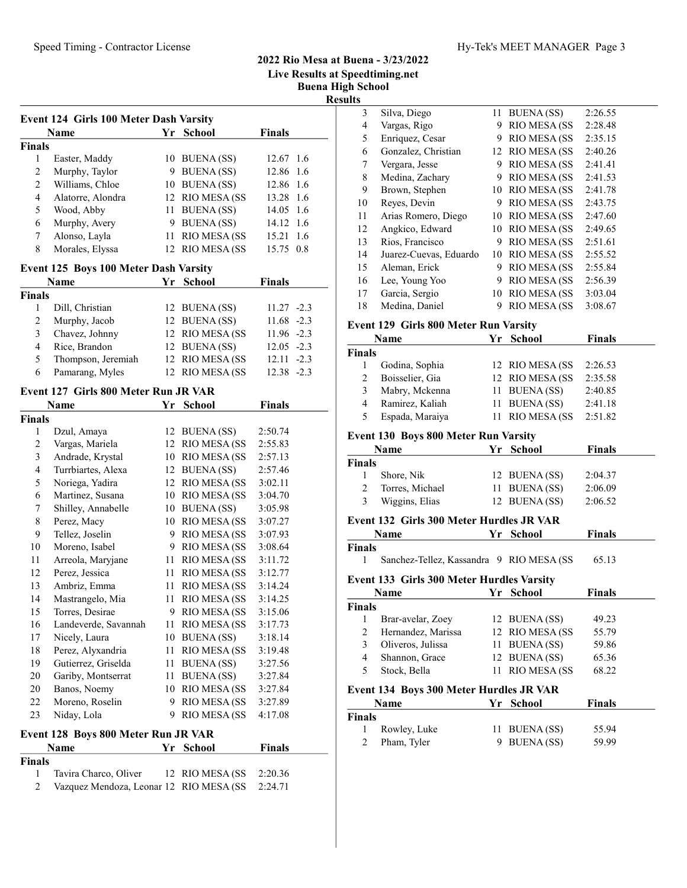## 2022 Rio Mesa at Buena - 3/23/2022

**Live Results at Speedtiming.net**

**Buena High School**

**Results**

### Event 124 Girls 100 Meter Dash Varsity

| | Name | Yr | School | Finals | |
|---|---|---|---|---|---|
| **Finals** | | | | | |
| 1 | Easter, Maddy | 10 | BUENA (SS) | 12.67 | 1.6 |
| 2 | Murphy, Taylor | 9 | BUENA (SS) | 12.86 | 1.6 |
| 2 | Williams, Chloe | 10 | BUENA (SS) | 12.86 | 1.6 |
| 4 | Alatorre, Alondra | 12 | RIO MESA (SS | 13.28 | 1.6 |
| 5 | Wood, Abby | 11 | BUENA (SS) | 14.05 | 1.6 |
| 6 | Murphy, Avery | 9 | BUENA (SS) | 14.12 | 1.6 |
| 7 | Alonso, Layla | 11 | RIO MESA (SS | 15.21 | 1.6 |
| 8 | Morales, Elyssa | 12 | RIO MESA (SS | 15.75 | 0.8 |

### Event 125 Boys 100 Meter Dash Varsity

| | Name | Yr | School | Finals | |
|---|---|---|---|---|---|
| **Finals** | | | | | |
| 1 | Dill, Christian | 12 | BUENA (SS) | 11.27 | -2.3 |
| 2 | Murphy, Jacob | 12 | BUENA (SS) | 11.68 | -2.3 |
| 3 | Chavez, Johnny | 12 | RIO MESA (SS | 11.96 | -2.3 |
| 4 | Rice, Brandon | 12 | BUENA (SS) | 12.05 | -2.3 |
| 5 | Thompson, Jeremiah | 12 | RIO MESA (SS | 12.11 | -2.3 |
| 6 | Pamarang, Myles | 12 | RIO MESA (SS | 12.38 | -2.3 |

### Event 127 Girls 800 Meter Run JR VAR

| | Name | Yr | School | Finals |
|---|---|---|---|---|
| **Finals** | | | | |
| 1 | Dzul, Amaya | 12 | BUENA (SS) | 2:50.74 |
| 2 | Vargas, Mariela | 12 | RIO MESA (SS | 2:55.83 |
| 3 | Andrade, Krystal | 10 | RIO MESA (SS | 2:57.13 |
| 4 | Turrbiartes, Alexa | 12 | BUENA (SS) | 2:57.46 |
| 5 | Noriega, Yadira | 12 | RIO MESA (SS | 3:02.11 |
| 6 | Martinez, Susana | 10 | RIO MESA (SS | 3:04.70 |
| 7 | Shilley, Annabelle | 10 | BUENA (SS) | 3:05.98 |
| 8 | Perez, Macy | 10 | RIO MESA (SS | 3:07.27 |
| 9 | Tellez, Joselin | 9 | RIO MESA (SS | 3:07.93 |
| 10 | Moreno, Isabel | 9 | RIO MESA (SS | 3:08.64 |
| 11 | Arreola, Maryjane | 11 | RIO MESA (SS | 3:11.72 |
| 12 | Perez, Jessica | 11 | RIO MESA (SS | 3:12.77 |
| 13 | Ambriz, Emma | 11 | RIO MESA (SS | 3:14.24 |
| 14 | Mastrangelo, Mia | 11 | RIO MESA (SS | 3:14.25 |
| 15 | Torres, Desirae | 9 | RIO MESA (SS | 3:15.06 |
| 16 | Landeverde, Savannah | 11 | RIO MESA (SS | 3:17.73 |
| 17 | Nicely, Laura | 10 | BUENA (SS) | 3:18.14 |
| 18 | Perez, Alyxandria | 11 | RIO MESA (SS | 3:19.48 |
| 19 | Gutierrez, Griselda | 11 | BUENA (SS) | 3:27.56 |
| 20 | Gariby, Montserrat | 11 | BUENA (SS) | 3:27.84 |
| 20 | Banos, Noemy | 10 | RIO MESA (SS | 3:27.84 |
| 22 | Moreno, Roselin | 9 | RIO MESA (SS | 3:27.89 |
| 23 | Niday, Lola | 9 | RIO MESA (SS | 4:17.08 |

### Event 128 Boys 800 Meter Run JR VAR

| | Name | Yr | School | Finals |
|---|---|---|---|---|
| **Finals** | | | | |
| 1 | Tavira Charco, Oliver | 12 | RIO MESA (SS | 2:20.36 |
| 2 | Vazquez Mendoza, Leonar | 12 | RIO MESA (SS | 2:24.71 |
| 3 | Silva, Diego | 11 | BUENA (SS) | 2:26.55 |
| 4 | Vargas, Rigo | 9 | RIO MESA (SS | 2:28.48 |
| 5 | Enriquez, Cesar | 9 | RIO MESA (SS | 2:35.15 |
| 6 | Gonzalez, Christian | 12 | RIO MESA (SS | 2:40.26 |
| 7 | Vergara, Jesse | 9 | RIO MESA (SS | 2:41.41 |
| 8 | Medina, Zachary | 9 | RIO MESA (SS | 2:41.53 |
| 9 | Brown, Stephen | 10 | RIO MESA (SS | 2:41.78 |
| 10 | Reyes, Devin | 9 | RIO MESA (SS | 2:43.75 |
| 11 | Arias Romero, Diego | 10 | RIO MESA (SS | 2:47.60 |
| 12 | Angkico, Edward | 10 | RIO MESA (SS | 2:49.65 |
| 13 | Rios, Francisco | 9 | RIO MESA (SS | 2:51.61 |
| 14 | Juarez-Cuevas, Eduardo | 10 | RIO MESA (SS | 2:55.52 |
| 15 | Aleman, Erick | 9 | RIO MESA (SS | 2:55.84 |
| 16 | Lee, Young Yoo | 9 | RIO MESA (SS | 2:56.39 |
| 17 | Garcia, Sergio | 10 | RIO MESA (SS | 3:03.04 |
| 18 | Medina, Daniel | 9 | RIO MESA (SS | 3:08.67 |

### Event 129 Girls 800 Meter Run Varsity

| | Name | Yr | School | Finals |
|---|---|---|---|---|
| **Finals** | | | | |
| 1 | Godina, Sophia | 12 | RIO MESA (SS | 2:26.53 |
| 2 | Boisselier, Gia | 12 | RIO MESA (SS | 2:35.58 |
| 3 | Mabry, Mckenna | 11 | BUENA (SS) | 2:40.85 |
| 4 | Ramirez, Kaliah | 11 | BUENA (SS) | 2:41.18 |
| 5 | Espada, Maraiya | 11 | RIO MESA (SS | 2:51.82 |

### Event 130 Boys 800 Meter Run Varsity

| | Name | Yr | School | Finals |
|---|---|---|---|---|
| **Finals** | | | | |
| 1 | Shore, Nik | 12 | BUENA (SS) | 2:04.37 |
| 2 | Torres, Michael | 11 | BUENA (SS) | 2:06.09 |
| 3 | Wiggins, Elias | 12 | BUENA (SS) | 2:06.52 |

### Event 132 Girls 300 Meter Hurdles JR VAR

| | Name | Yr | School | Finals |
|---|---|---|---|---|
| **Finals** | | | | |
| 1 | Sanchez-Tellez, Kassandra | 9 | RIO MESA (SS | 65.13 |

### Event 133 Girls 300 Meter Hurdles Varsity

| | Name | Yr | School | Finals |
|---|---|---|---|---|
| **Finals** | | | | |
| 1 | Brar-avelar, Zoey | 12 | BUENA (SS) | 49.23 |
| 2 | Hernandez, Marissa | 12 | RIO MESA (SS | 55.79 |
| 3 | Oliveros, Julissa | 11 | BUENA (SS) | 59.86 |
| 4 | Shannon, Grace | 12 | BUENA (SS) | 65.36 |
| 5 | Stock, Bella | 11 | RIO MESA (SS | 68.22 |

### Event 134 Boys 300 Meter Hurdles JR VAR

| | Name | Yr | School | Finals |
|---|---|---|---|---|
| **Finals** | | | | |
| 1 | Rowley, Luke | 11 | BUENA (SS) | 55.94 |
| 2 | Pham, Tyler | 9 | BUENA (SS) | 59.99 |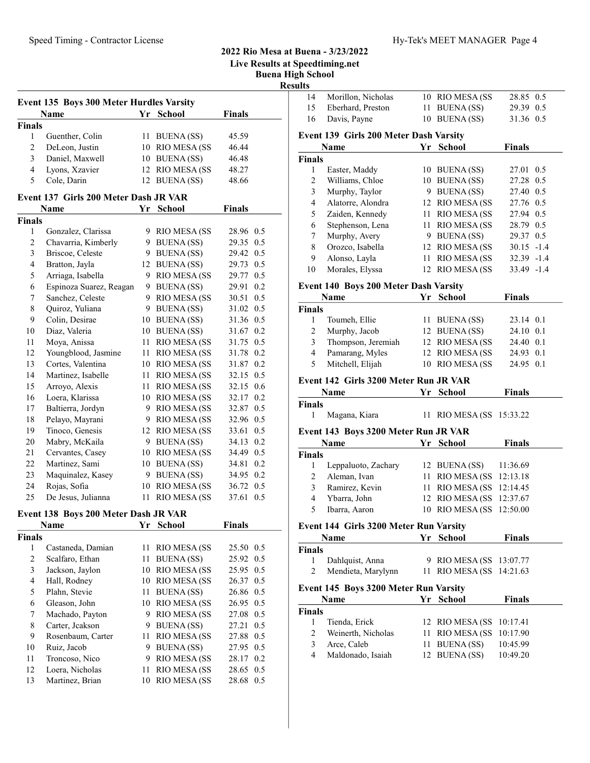## 2022 Rio Mesa at Buena - 3/23/2022
### Live Results at Speedtiming.net
### Buena High School
### Results

### Event 135 Boys 300 Meter Hurdles Varsity

| | Name | Yr | School | Finals |
|---|---|---|---|---|
| **Finals** | | | | |
| 1 | Guenther, Colin | 11 | BUENA (SS) | 45.59 |
| 2 | DeLeon, Justin | 10 | RIO MESA (SS | 46.44 |
| 3 | Daniel, Maxwell | 10 | BUENA (SS) | 46.48 |
| 4 | Lyons, Xzavier | 12 | RIO MESA (SS | 48.27 |
| 5 | Cole, Darin | 12 | BUENA (SS) | 48.66 |

### Event 137 Girls 200 Meter Dash JR VAR

| | Name | Yr | School | Finals | |
|---|---|---|---|---|---|
| **Finals** | | | | | |
| 1 | Gonzalez, Clarissa | 9 | RIO MESA (SS | 28.96 | 0.5 |
| 2 | Chavarria, Kimberly | 9 | BUENA (SS) | 29.35 | 0.5 |
| 3 | Briscoe, Celeste | 9 | BUENA (SS) | 29.42 | 0.5 |
| 4 | Bratton, Jayla | 12 | BUENA (SS) | 29.73 | 0.5 |
| 5 | Arriaga, Isabella | 9 | RIO MESA (SS | 29.77 | 0.5 |
| 6 | Espinoza Suarez, Reagan | 9 | BUENA (SS) | 29.91 | 0.2 |
| 7 | Sanchez, Celeste | 9 | RIO MESA (SS | 30.51 | 0.5 |
| 8 | Quiroz, Yuliana | 9 | BUENA (SS) | 31.02 | 0.5 |
| 9 | Colin, Desirae | 10 | BUENA (SS) | 31.36 | 0.5 |
| 10 | Diaz, Valeria | 10 | BUENA (SS) | 31.67 | 0.2 |
| 11 | Moya, Anissa | 11 | RIO MESA (SS | 31.75 | 0.5 |
| 12 | Youngblood, Jasmine | 11 | RIO MESA (SS | 31.78 | 0.2 |
| 13 | Cortes, Valentina | 10 | RIO MESA (SS | 31.87 | 0.2 |
| 14 | Martinez, Isabelle | 11 | RIO MESA (SS | 32.15 | 0.5 |
| 15 | Arroyo, Alexis | 11 | RIO MESA (SS | 32.15 | 0.6 |
| 16 | Loera, Klarissa | 10 | RIO MESA (SS | 32.17 | 0.2 |
| 17 | Baltierra, Jordyn | 9 | RIO MESA (SS | 32.87 | 0.5 |
| 18 | Pelayo, Mayrani | 9 | RIO MESA (SS | 32.96 | 0.5 |
| 19 | Tinoco, Genesis | 12 | RIO MESA (SS | 33.61 | 0.5 |
| 20 | Mabry, McKaila | 9 | BUENA (SS) | 34.13 | 0.2 |
| 21 | Cervantes, Casey | 10 | RIO MESA (SS | 34.49 | 0.5 |
| 22 | Martinez, Sami | 10 | BUENA (SS) | 34.81 | 0.2 |
| 23 | Maquinalez, Kasey | 9 | BUENA (SS) | 34.95 | 0.2 |
| 24 | Rojas, Sofia | 10 | RIO MESA (SS | 36.72 | 0.5 |
| 25 | De Jesus, Julianna | 11 | RIO MESA (SS | 37.61 | 0.5 |

### Event 138 Boys 200 Meter Dash JR VAR

| | Name | Yr | School | Finals | |
|---|---|---|---|---|---|
| **Finals** | | | | | |
| 1 | Castaneda, Damian | 11 | RIO MESA (SS | 25.50 | 0.5 |
| 2 | Scalfaro, Ethan | 11 | BUENA (SS) | 25.92 | 0.5 |
| 3 | Jackson, Jaylon | 10 | RIO MESA (SS | 25.95 | 0.5 |
| 4 | Hall, Rodney | 10 | RIO MESA (SS | 26.37 | 0.5 |
| 5 | Plahn, Stevie | 11 | BUENA (SS) | 26.86 | 0.5 |
| 6 | Gleason, John | 10 | RIO MESA (SS | 26.95 | 0.5 |
| 7 | Machado, Payton | 9 | RIO MESA (SS | 27.08 | 0.5 |
| 8 | Carter, Jcakson | 9 | BUENA (SS) | 27.21 | 0.5 |
| 9 | Rosenbaum, Carter | 11 | RIO MESA (SS | 27.88 | 0.5 |
| 10 | Ruiz, Jacob | 9 | BUENA (SS) | 27.95 | 0.5 |
| 11 | Troncoso, Nico | 9 | RIO MESA (SS | 28.17 | 0.2 |
| 12 | Loera, Nicholas | 11 | RIO MESA (SS | 28.65 | 0.5 |
| 13 | Martinez, Brian | 10 | RIO MESA (SS | 28.68 | 0.5 |
| 14 | Morillon, Nicholas | 10 | RIO MESA (SS | 28.85 | 0.5 |
| 15 | Eberhard, Preston | 11 | BUENA (SS) | 29.39 | 0.5 |
| 16 | Davis, Payne | 10 | BUENA (SS) | 31.36 | 0.5 |

### Event 139 Girls 200 Meter Dash Varsity

| | Name | Yr | School | Finals | |
|---|---|---|---|---|---|
| **Finals** | | | | | |
| 1 | Easter, Maddy | 10 | BUENA (SS) | 27.01 | 0.5 |
| 2 | Williams, Chloe | 10 | BUENA (SS) | 27.28 | 0.5 |
| 3 | Murphy, Taylor | 9 | BUENA (SS) | 27.40 | 0.5 |
| 4 | Alatorre, Alondra | 12 | RIO MESA (SS | 27.76 | 0.5 |
| 5 | Zaiden, Kennedy | 11 | RIO MESA (SS | 27.94 | 0.5 |
| 6 | Stephenson, Lena | 11 | RIO MESA (SS | 28.79 | 0.5 |
| 7 | Murphy, Avery | 9 | BUENA (SS) | 29.37 | 0.5 |
| 8 | Orozco, Isabella | 12 | RIO MESA (SS | 30.15 | -1.4 |
| 9 | Alonso, Layla | 11 | RIO MESA (SS | 32.39 | -1.4 |
| 10 | Morales, Elyssa | 12 | RIO MESA (SS | 33.49 | -1.4 |

### Event 140 Boys 200 Meter Dash Varsity

| | Name | Yr | School | Finals | |
|---|---|---|---|---|---|
| **Finals** | | | | | |
| 1 | Toumeh, Ellie | 11 | BUENA (SS) | 23.14 | 0.1 |
| 2 | Murphy, Jacob | 12 | BUENA (SS) | 24.10 | 0.1 |
| 3 | Thompson, Jeremiah | 12 | RIO MESA (SS | 24.40 | 0.1 |
| 4 | Pamarang, Myles | 12 | RIO MESA (SS | 24.93 | 0.1 |
| 5 | Mitchell, Elijah | 10 | RIO MESA (SS | 24.95 | 0.1 |

### Event 142 Girls 3200 Meter Run JR VAR

| | Name | Yr | School | Finals |
|---|---|---|---|---|
| **Finals** | | | | |
| 1 | Magana, Kiara | 11 | RIO MESA (SS | 15:33.22 |

### Event 143 Boys 3200 Meter Run JR VAR

| | Name | Yr | School | Finals |
|---|---|---|---|---|
| **Finals** | | | | |
| 1 | Leppaluoto, Zachary | 12 | BUENA (SS) | 11:36.69 |
| 2 | Aleman, Ivan | 11 | RIO MESA (SS | 12:13.18 |
| 3 | Ramirez, Kevin | 11 | RIO MESA (SS | 12:14.45 |
| 4 | Ybarra, John | 12 | RIO MESA (SS | 12:37.67 |
| 5 | Ibarra, Aaron | 10 | RIO MESA (SS | 12:50.00 |

### Event 144 Girls 3200 Meter Run Varsity

| | Name | Yr | School | Finals |
|---|---|---|---|---|
| **Finals** | | | | |
| 1 | Dahlquist, Anna | 9 | RIO MESA (SS | 13:07.77 |
| 2 | Mendieta, Marylynn | 11 | RIO MESA (SS | 14:21.63 |

### Event 145 Boys 3200 Meter Run Varsity

| | Name | Yr | School | Finals |
|---|---|---|---|---|
| **Finals** | | | | |
| 1 | Tienda, Erick | 12 | RIO MESA (SS | 10:17.41 |
| 2 | Weinerth, Nicholas | 11 | RIO MESA (SS | 10:17.90 |
| 3 | Arce, Caleb | 11 | BUENA (SS) | 10:45.99 |
| 4 | Maldonado, Isaiah | 12 | BUENA (SS) | 10:49.20 |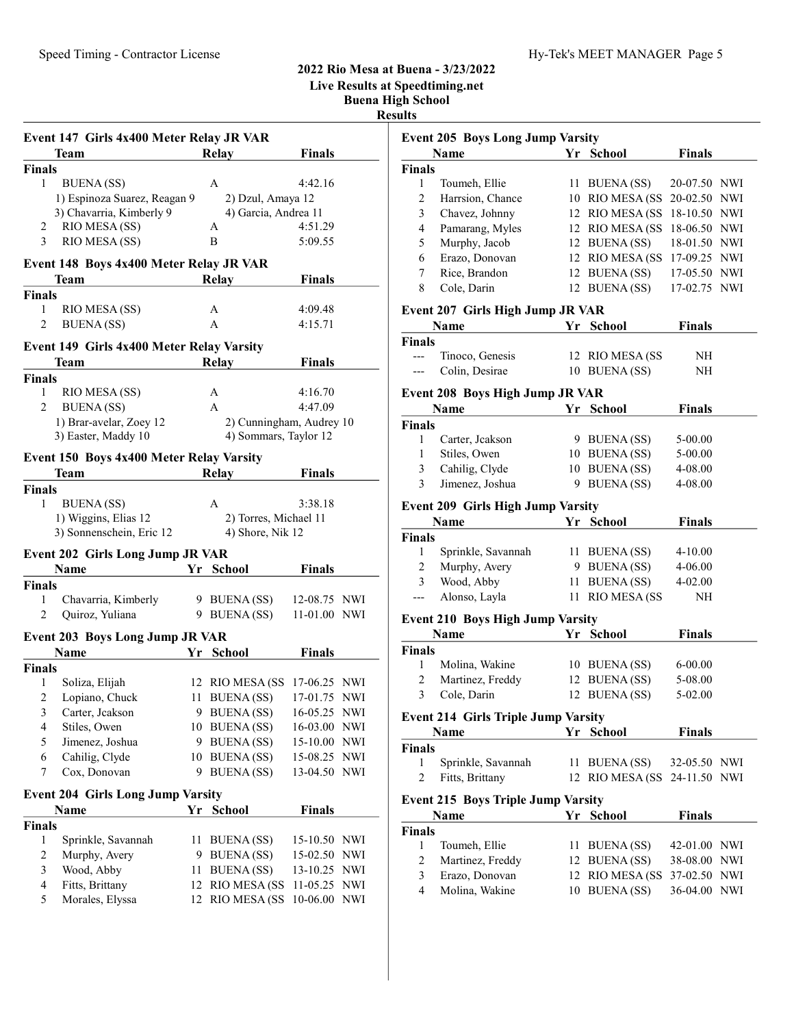## 2022 Rio Mesa at Buena - 3/23/2022
### Live Results at Speedtiming.net
### Buena High School
### Results

#### Event 147 Girls 4x400 Meter Relay JR VAR

| | Team | Relay | Finals |
|---|---|---|---|
| **Finals** | | | |
| 1 | BUENA (SS) | A | 4:42.16 |
| | 1) Espinoza Suarez, Reagan 9 | 2) Dzul, Amaya 12 | |
| | 3) Chavarria, Kimberly 9 | 4) Garcia, Andrea 11 | |
| 2 | RIO MESA (SS) | A | 4:51.29 |
| 3 | RIO MESA (SS) | B | 5:09.55 |

#### Event 148 Boys 4x400 Meter Relay JR VAR

| | Team | Relay | Finals |
|---|---|---|---|
| **Finals** | | | |
| 1 | RIO MESA (SS) | A | 4:09.48 |
| 2 | BUENA (SS) | A | 4:15.71 |

#### Event 149 Girls 4x400 Meter Relay Varsity

| | Team | Relay | Finals |
|---|---|---|---|
| **Finals** | | | |
| 1 | RIO MESA (SS) | A | 4:16.70 |
| 2 | BUENA (SS) | A | 4:47.09 |
| | 1) Brar-avelar, Zoey 12 | 2) Cunningham, Audrey 10 | |
| | 3) Easter, Maddy 10 | 4) Sommars, Taylor 12 | |

#### Event 150 Boys 4x400 Meter Relay Varsity

| | Team | Relay | Finals |
|---|---|---|---|
| **Finals** | | | |
| 1 | BUENA (SS) | A | 3:38.18 |
| | 1) Wiggins, Elias 12 | 2) Torres, Michael 11 | |
| | 3) Sonnenschein, Eric 12 | 4) Shore, Nik 12 | |

#### Event 202 Girls Long Jump JR VAR

| | Name | Yr | School | Finals | |
|---|---|---|---|---|---|
| **Finals** | | | | | |
| 1 | Chavarria, Kimberly | 9 | BUENA (SS) | 12-08.75 | NWI |
| 2 | Quiroz, Yuliana | 9 | BUENA (SS) | 11-01.00 | NWI |

#### Event 203 Boys Long Jump JR VAR

| | Name | Yr | School | Finals | |
|---|---|---|---|---|---|
| **Finals** | | | | | |
| 1 | Soliza, Elijah | 12 | RIO MESA (SS | 17-06.25 | NWI |
| 2 | Lopiano, Chuck | 11 | BUENA (SS) | 17-01.75 | NWI |
| 3 | Carter, Jcakson | 9 | BUENA (SS) | 16-05.25 | NWI |
| 4 | Stiles, Owen | 10 | BUENA (SS) | 16-03.00 | NWI |
| 5 | Jimenez, Joshua | 9 | BUENA (SS) | 15-10.00 | NWI |
| 6 | Cahilig, Clyde | 10 | BUENA (SS) | 15-08.25 | NWI |
| 7 | Cox, Donovan | 9 | BUENA (SS) | 13-04.50 | NWI |

#### Event 204 Girls Long Jump Varsity

| | Name | Yr | School | Finals | |
|---|---|---|---|---|---|
| **Finals** | | | | | |
| 1 | Sprinkle, Savannah | 11 | BUENA (SS) | 15-10.50 | NWI |
| 2 | Murphy, Avery | 9 | BUENA (SS) | 15-02.50 | NWI |
| 3 | Wood, Abby | 11 | BUENA (SS) | 13-10.25 | NWI |
| 4 | Fitts, Brittany | 12 | RIO MESA (SS | 11-05.25 | NWI |
| 5 | Morales, Elyssa | 12 | RIO MESA (SS | 10-06.00 | NWI |

#### Event 205 Boys Long Jump Varsity

| | Name | Yr | School | Finals | |
|---|---|---|---|---|---|
| **Finals** | | | | | |
| 1 | Toumeh, Ellie | 11 | BUENA (SS) | 20-07.50 | NWI |
| 2 | Harrsion, Chance | 10 | RIO MESA (SS | 20-02.50 | NWI |
| 3 | Chavez, Johnny | 12 | RIO MESA (SS | 18-10.50 | NWI |
| 4 | Pamarang, Myles | 12 | RIO MESA (SS | 18-06.50 | NWI |
| 5 | Murphy, Jacob | 12 | BUENA (SS) | 18-01.50 | NWI |
| 6 | Erazo, Donovan | 12 | RIO MESA (SS | 17-09.25 | NWI |
| 7 | Rice, Brandon | 12 | BUENA (SS) | 17-05.50 | NWI |
| 8 | Cole, Darin | 12 | BUENA (SS) | 17-02.75 | NWI |

#### Event 207 Girls High Jump JR VAR

| | Name | Yr | School | Finals |
|---|---|---|---|---|
| **Finals** | | | | |
| --- | Tinoco, Genesis | 12 | RIO MESA (SS | NH |
| --- | Colin, Desirae | 10 | BUENA (SS) | NH |

#### Event 208 Boys High Jump JR VAR

| | Name | Yr | School | Finals |
|---|---|---|---|---|
| **Finals** | | | | |
| 1 | Carter, Jcakson | 9 | BUENA (SS) | 5-00.00 |
| 1 | Stiles, Owen | 10 | BUENA (SS) | 5-00.00 |
| 3 | Cahilig, Clyde | 10 | BUENA (SS) | 4-08.00 |
| 3 | Jimenez, Joshua | 9 | BUENA (SS) | 4-08.00 |

#### Event 209 Girls High Jump Varsity

| | Name | Yr | School | Finals |
|---|---|---|---|---|
| **Finals** | | | | |
| 1 | Sprinkle, Savannah | 11 | BUENA (SS) | 4-10.00 |
| 2 | Murphy, Avery | 9 | BUENA (SS) | 4-06.00 |
| 3 | Wood, Abby | 11 | BUENA (SS) | 4-02.00 |
| --- | Alonso, Layla | 11 | RIO MESA (SS | NH |

#### Event 210 Boys High Jump Varsity

| | Name | Yr | School | Finals |
|---|---|---|---|---|
| **Finals** | | | | |
| 1 | Molina, Wakine | 10 | BUENA (SS) | 6-00.00 |
| 2 | Martinez, Freddy | 12 | BUENA (SS) | 5-08.00 |
| 3 | Cole, Darin | 12 | BUENA (SS) | 5-02.00 |

#### Event 214 Girls Triple Jump Varsity

| | Name | Yr | School | Finals | |
|---|---|---|---|---|---|
| **Finals** | | | | | |
| 1 | Sprinkle, Savannah | 11 | BUENA (SS) | 32-05.50 | NWI |
| 2 | Fitts, Brittany | 12 | RIO MESA (SS | 24-11.50 | NWI |

#### Event 215 Boys Triple Jump Varsity

| | Name | Yr | School | Finals | |
|---|---|---|---|---|---|
| **Finals** | | | | | |
| 1 | Toumeh, Ellie | 11 | BUENA (SS) | 42-01.00 | NWI |
| 2 | Martinez, Freddy | 12 | BUENA (SS) | 38-08.00 | NWI |
| 3 | Erazo, Donovan | 12 | RIO MESA (SS | 37-02.50 | NWI |
| 4 | Molina, Wakine | 10 | BUENA (SS) | 36-04.00 | NWI |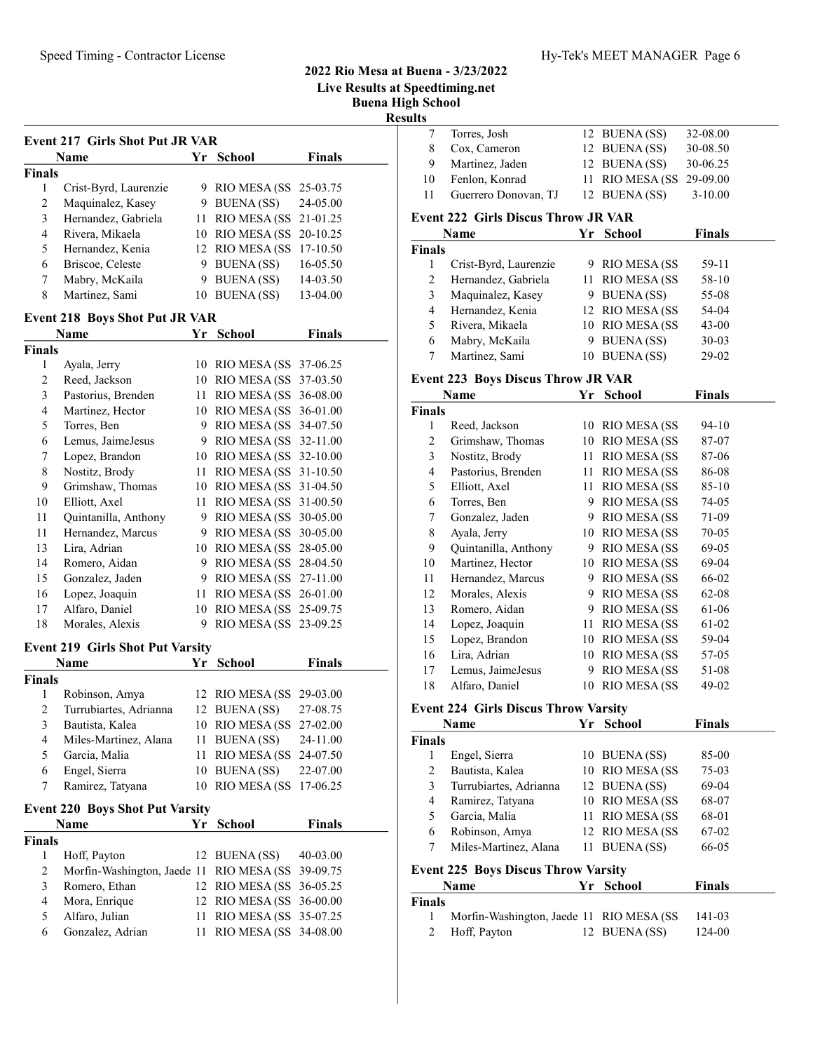## 2022 Rio Mesa at Buena - 3/23/2022
### Live Results at Speedtiming.net
### Buena High School
### Results

### Event 217 Girls Shot Put JR VAR

| | Name | Yr | School | Finals |
|---|---|---|---|---|
| **Finals** | | | | |
| 1 | Crist-Byrd, Laurenzie | 9 | RIO MESA (SS | 25-03.75 |
| 2 | Maquinalez, Kasey | 9 | BUENA (SS) | 24-05.00 |
| 3 | Hernandez, Gabriela | 11 | RIO MESA (SS | 21-01.25 |
| 4 | Rivera, Mikaela | 10 | RIO MESA (SS | 20-10.25 |
| 5 | Hernandez, Kenia | 12 | RIO MESA (SS | 17-10.50 |
| 6 | Briscoe, Celeste | 9 | BUENA (SS) | 16-05.50 |
| 7 | Mabry, McKaila | 9 | BUENA (SS) | 14-03.50 |
| 8 | Martinez, Sami | 10 | BUENA (SS) | 13-04.00 |

### Event 218 Boys Shot Put JR VAR

| | Name | Yr | School | Finals |
|---|---|---|---|---|
| **Finals** | | | | |
| 1 | Ayala, Jerry | 10 | RIO MESA (SS | 37-06.25 |
| 2 | Reed, Jackson | 10 | RIO MESA (SS | 37-03.50 |
| 3 | Pastorius, Brenden | 11 | RIO MESA (SS | 36-08.00 |
| 4 | Martinez, Hector | 10 | RIO MESA (SS | 36-01.00 |
| 5 | Torres, Ben | 9 | RIO MESA (SS | 34-07.50 |
| 6 | Lemus, JaimeJesus | 9 | RIO MESA (SS | 32-11.00 |
| 7 | Lopez, Brandon | 10 | RIO MESA (SS | 32-10.00 |
| 8 | Nostitz, Brody | 11 | RIO MESA (SS | 31-10.50 |
| 9 | Grimshaw, Thomas | 10 | RIO MESA (SS | 31-04.50 |
| 10 | Elliott, Axel | 11 | RIO MESA (SS | 31-00.50 |
| 11 | Quintanilla, Anthony | 9 | RIO MESA (SS | 30-05.00 |
| 11 | Hernandez, Marcus | 9 | RIO MESA (SS | 30-05.00 |
| 13 | Lira, Adrian | 10 | RIO MESA (SS | 28-05.00 |
| 14 | Romero, Aidan | 9 | RIO MESA (SS | 28-04.50 |
| 15 | Gonzalez, Jaden | 9 | RIO MESA (SS | 27-11.00 |
| 16 | Lopez, Joaquin | 11 | RIO MESA (SS | 26-01.00 |
| 17 | Alfaro, Daniel | 10 | RIO MESA (SS | 25-09.75 |
| 18 | Morales, Alexis | 9 | RIO MESA (SS | 23-09.25 |

### Event 219 Girls Shot Put Varsity

| | Name | Yr | School | Finals |
|---|---|---|---|---|
| **Finals** | | | | |
| 1 | Robinson, Amya | 12 | RIO MESA (SS | 29-03.00 |
| 2 | Turrubiartes, Adrianna | 12 | BUENA (SS) | 27-08.75 |
| 3 | Bautista, Kalea | 10 | RIO MESA (SS | 27-02.00 |
| 4 | Miles-Martinez, Alana | 11 | BUENA (SS) | 24-11.00 |
| 5 | Garcia, Malia | 11 | RIO MESA (SS | 24-07.50 |
| 6 | Engel, Sierra | 10 | BUENA (SS) | 22-07.00 |
| 7 | Ramirez, Tatyana | 10 | RIO MESA (SS | 17-06.25 |

### Event 220 Boys Shot Put Varsity

| | Name | Yr | School | Finals |
|---|---|---|---|---|
| **Finals** | | | | |
| 1 | Hoff, Payton | 12 | BUENA (SS) | 40-03.00 |
| 2 | Morfin-Washington, Jaede | 11 | RIO MESA (SS | 39-09.75 |
| 3 | Romero, Ethan | 12 | RIO MESA (SS | 36-05.25 |
| 4 | Mora, Enrique | 12 | RIO MESA (SS | 36-00.00 |
| 5 | Alfaro, Julian | 11 | RIO MESA (SS | 35-07.25 |
| 6 | Gonzalez, Adrian | 11 | RIO MESA (SS | 34-08.00 |
| 7 | Torres, Josh | 12 | BUENA (SS) | 32-08.00 |
| 8 | Cox, Cameron | 12 | BUENA (SS) | 30-08.50 |
| 9 | Martinez, Jaden | 12 | BUENA (SS) | 30-06.25 |
| 10 | Fenlon, Konrad | 11 | RIO MESA (SS | 29-09.00 |
| 11 | Guerrero Donovan, TJ | 12 | BUENA (SS) | 3-10.00 |

### Event 222 Girls Discus Throw JR VAR

| | Name | Yr | School | Finals |
|---|---|---|---|---|
| **Finals** | | | | |
| 1 | Crist-Byrd, Laurenzie | 9 | RIO MESA (SS | 59-11 |
| 2 | Hernandez, Gabriela | 11 | RIO MESA (SS | 58-10 |
| 3 | Maquinalez, Kasey | 9 | BUENA (SS) | 55-08 |
| 4 | Hernandez, Kenia | 12 | RIO MESA (SS | 54-04 |
| 5 | Rivera, Mikaela | 10 | RIO MESA (SS | 43-00 |
| 6 | Mabry, McKaila | 9 | BUENA (SS) | 30-03 |
| 7 | Martinez, Sami | 10 | BUENA (SS) | 29-02 |

### Event 223 Boys Discus Throw JR VAR

| | Name | Yr | School | Finals |
|---|---|---|---|---|
| **Finals** | | | | |
| 1 | Reed, Jackson | 10 | RIO MESA (SS | 94-10 |
| 2 | Grimshaw, Thomas | 10 | RIO MESA (SS | 87-07 |
| 3 | Nostitz, Brody | 11 | RIO MESA (SS | 87-06 |
| 4 | Pastorius, Brenden | 11 | RIO MESA (SS | 86-08 |
| 5 | Elliott, Axel | 11 | RIO MESA (SS | 85-10 |
| 6 | Torres, Ben | 9 | RIO MESA (SS | 74-05 |
| 7 | Gonzalez, Jaden | 9 | RIO MESA (SS | 71-09 |
| 8 | Ayala, Jerry | 10 | RIO MESA (SS | 70-05 |
| 9 | Quintanilla, Anthony | 9 | RIO MESA (SS | 69-05 |
| 10 | Martinez, Hector | 10 | RIO MESA (SS | 69-04 |
| 11 | Hernandez, Marcus | 9 | RIO MESA (SS | 66-02 |
| 12 | Morales, Alexis | 9 | RIO MESA (SS | 62-08 |
| 13 | Romero, Aidan | 9 | RIO MESA (SS | 61-06 |
| 14 | Lopez, Joaquin | 11 | RIO MESA (SS | 61-02 |
| 15 | Lopez, Brandon | 10 | RIO MESA (SS | 59-04 |
| 16 | Lira, Adrian | 10 | RIO MESA (SS | 57-05 |
| 17 | Lemus, JaimeJesus | 9 | RIO MESA (SS | 51-08 |
| 18 | Alfaro, Daniel | 10 | RIO MESA (SS | 49-02 |

### Event 224 Girls Discus Throw Varsity

| | Name | Yr | School | Finals |
|---|---|---|---|---|
| **Finals** | | | | |
| 1 | Engel, Sierra | 10 | BUENA (SS) | 85-00 |
| 2 | Bautista, Kalea | 10 | RIO MESA (SS | 75-03 |
| 3 | Turrubiartes, Adrianna | 12 | BUENA (SS) | 69-04 |
| 4 | Ramirez, Tatyana | 10 | RIO MESA (SS | 68-07 |
| 5 | Garcia, Malia | 11 | RIO MESA (SS | 68-01 |
| 6 | Robinson, Amya | 12 | RIO MESA (SS | 67-02 |
| 7 | Miles-Martinez, Alana | 11 | BUENA (SS) | 66-05 |

### Event 225 Boys Discus Throw Varsity

| | Name | Yr | School | Finals |
|---|---|---|---|---|
| **Finals** | | | | |
| 1 | Morfin-Washington, Jaede | 11 | RIO MESA (SS | 141-03 |
| 2 | Hoff, Payton | 12 | BUENA (SS) | 124-00 |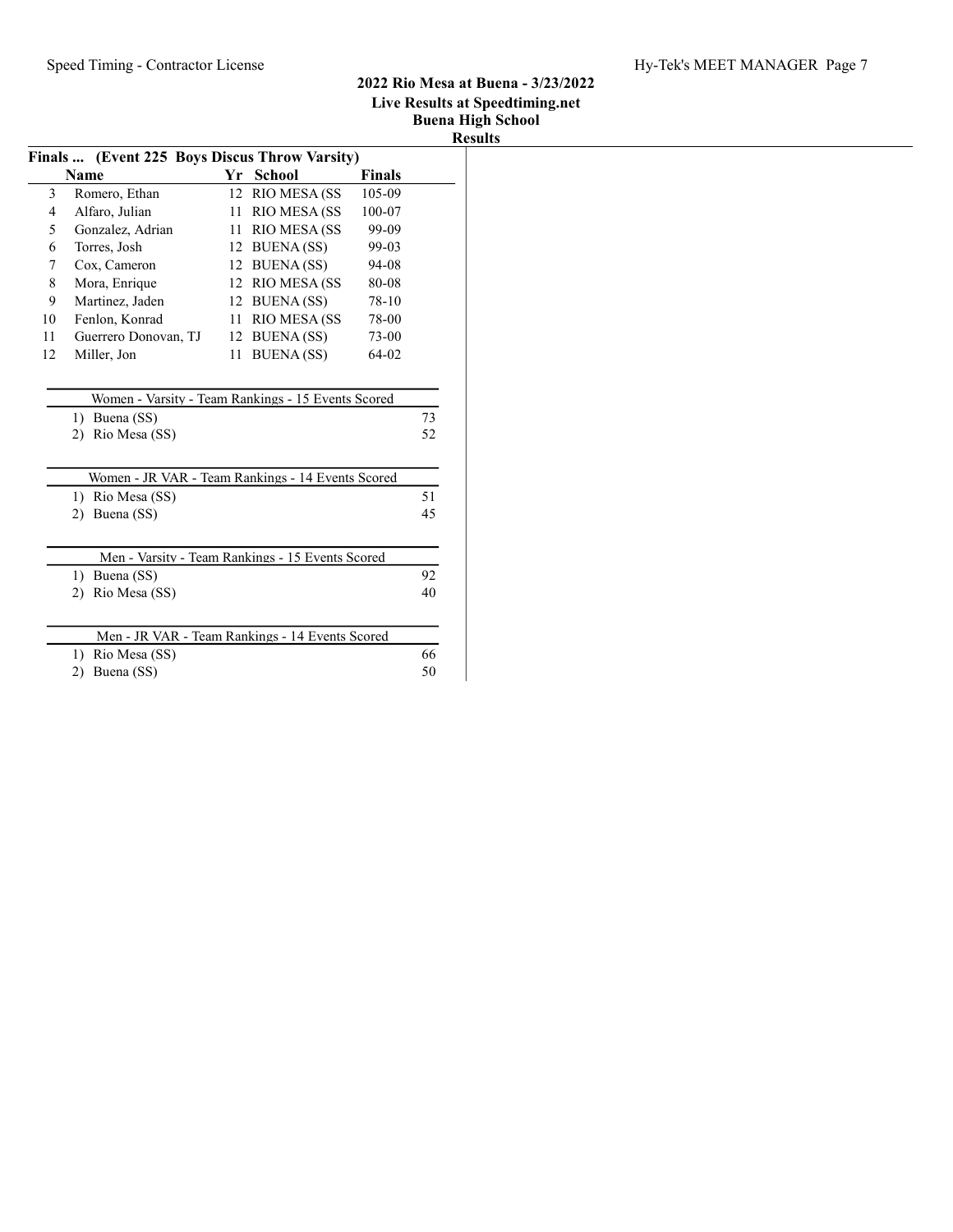**2022 Rio Mesa at Buena - 3/23/2022**
**Live Results at Speedtiming.net**
**Buena High School**
**Results**

### Finals ... (Event 225 Boys Discus Throw Varsity)

| | Name | Yr | School | Finals |
|---|---|---|---|---|
| 3 | Romero, Ethan | 12 | RIO MESA (SS | 105-09 |
| 4 | Alfaro, Julian | 11 | RIO MESA (SS | 100-07 |
| 5 | Gonzalez, Adrian | 11 | RIO MESA (SS | 99-09 |
| 6 | Torres, Josh | 12 | BUENA (SS) | 99-03 |
| 7 | Cox, Cameron | 12 | BUENA (SS) | 94-08 |
| 8 | Mora, Enrique | 12 | RIO MESA (SS | 80-08 |
| 9 | Martinez, Jaden | 12 | BUENA (SS) | 78-10 |
| 10 | Fenlon, Konrad | 11 | RIO MESA (SS | 78-00 |
| 11 | Guerrero Donovan, TJ | 12 | BUENA (SS) | 73-00 |
| 12 | Miller, Jon | 11 | BUENA (SS) | 64-02 |

| Women - Varsity - Team Rankings - 15 Events Scored | |
|---|---|
| 1) Buena (SS) | 73 |
| 2) Rio Mesa (SS) | 52 |

| Women - JR VAR - Team Rankings - 14 Events Scored | |
|---|---|
| 1) Rio Mesa (SS) | 51 |
| 2) Buena (SS) | 45 |

| Men - Varsity - Team Rankings - 15 Events Scored | |
|---|---|
| 1) Buena (SS) | 92 |
| 2) Rio Mesa (SS) | 40 |

| Men - JR VAR - Team Rankings - 14 Events Scored | |
|---|---|
| 1) Rio Mesa (SS) | 66 |
| 2) Buena (SS) | 50 |